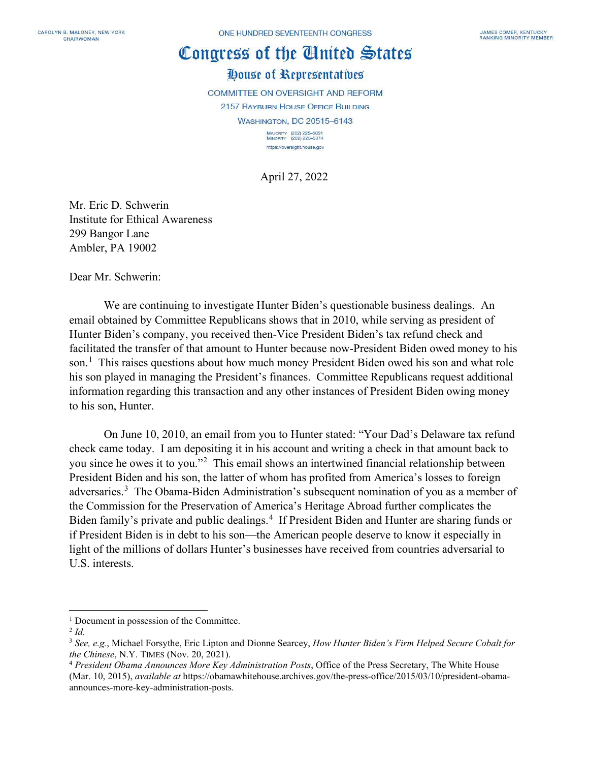CAROLYN B. MALONEY, NEW YORK
CHAIRWOMAN

ONE HUNDRED SEVENTEENTH CONGRESS

# Congress of the United States

## House of Representatives

COMMITTEE ON OVERSIGHT AND REFORM
2157 RAYBURN HOUSE OFFICE BUILDING
WASHINGTON, DC 20515–6143

MAJORITY (202) 225–5051
MINORITY (202) 225–5074
https://oversight.house.gov

JAMES COMER, KENTUCKY
RANKING MINORITY MEMBER

April 27, 2022

Mr. Eric D. Schwerin
Institute for Ethical Awareness
299 Bangor Lane
Ambler, PA 19002

Dear Mr. Schwerin:

We are continuing to investigate Hunter Biden's questionable business dealings. An email obtained by Committee Republicans shows that in 2010, while serving as president of Hunter Biden's company, you received then-Vice President Biden's tax refund check and facilitated the transfer of that amount to Hunter because now-President Biden owed money to his son.[1] This raises questions about how much money President Biden owed his son and what role his son played in managing the President's finances. Committee Republicans request additional information regarding this transaction and any other instances of President Biden owing money to his son, Hunter.

On June 10, 2010, an email from you to Hunter stated: "Your Dad's Delaware tax refund check came today. I am depositing it in his account and writing a check in that amount back to you since he owes it to you."[2] This email shows an intertwined financial relationship between President Biden and his son, the latter of whom has profited from America's losses to foreign adversaries.[3] The Obama-Biden Administration's subsequent nomination of you as a member of the Commission for the Preservation of America's Heritage Abroad further complicates the Biden family's private and public dealings.[4] If President Biden and Hunter are sharing funds or if President Biden is in debt to his son—the American people deserve to know it especially in light of the millions of dollars Hunter's businesses have received from countries adversarial to U.S. interests.

---

[1] Document in possession of the Committee.

[2] *Id.*

[3] *See, e.g.*, Michael Forsythe, Eric Lipton and Dionne Searcey, *How Hunter Biden's Firm Helped Secure Cobalt for the Chinese*, N.Y. TIMES (Nov. 20, 2021).

[4] *President Obama Announces More Key Administration Posts*, Office of the Press Secretary, The White House (Mar. 10, 2015), *available at* https://obamawhitehouse.archives.gov/the-press-office/2015/03/10/president-obama-announces-more-key-administration-posts.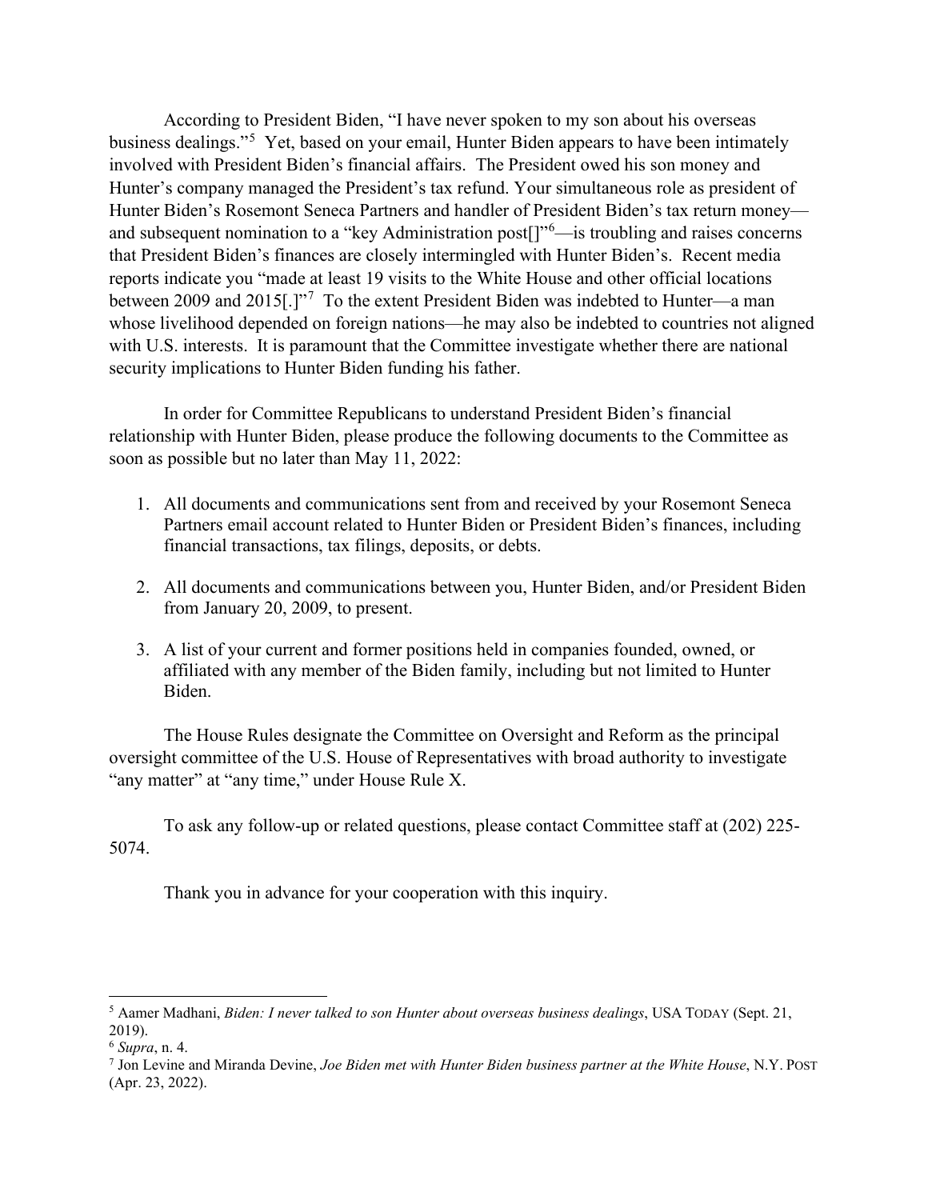According to President Biden, "I have never spoken to my son about his overseas business dealings."[5] Yet, based on your email, Hunter Biden appears to have been intimately involved with President Biden's financial affairs. The President owed his son money and Hunter's company managed the President's tax refund. Your simultaneous role as president of Hunter Biden's Rosemont Seneca Partners and handler of President Biden's tax return money—and subsequent nomination to a "key Administration post[]"[6]—is troubling and raises concerns that President Biden's finances are closely intermingled with Hunter Biden's. Recent media reports indicate you "made at least 19 visits to the White House and other official locations between 2009 and 2015[.]"[7] To the extent President Biden was indebted to Hunter—a man whose livelihood depended on foreign nations—he may also be indebted to countries not aligned with U.S. interests. It is paramount that the Committee investigate whether there are national security implications to Hunter Biden funding his father.

In order for Committee Republicans to understand President Biden's financial relationship with Hunter Biden, please produce the following documents to the Committee as soon as possible but no later than May 11, 2022:

1. All documents and communications sent from and received by your Rosemont Seneca Partners email account related to Hunter Biden or President Biden's finances, including financial transactions, tax filings, deposits, or debts.

2. All documents and communications between you, Hunter Biden, and/or President Biden from January 20, 2009, to present.

3. A list of your current and former positions held in companies founded, owned, or affiliated with any member of the Biden family, including but not limited to Hunter Biden.

The House Rules designate the Committee on Oversight and Reform as the principal oversight committee of the U.S. House of Representatives with broad authority to investigate "any matter" at "any time," under House Rule X.

To ask any follow-up or related questions, please contact Committee staff at (202) 225-5074.

Thank you in advance for your cooperation with this inquiry.

---

[5] Aamer Madhani, *Biden: I never talked to son Hunter about overseas business dealings*, USA TODAY (Sept. 21, 2019).

[6] *Supra*, n. 4.

[7] Jon Levine and Miranda Devine, *Joe Biden met with Hunter Biden business partner at the White House*, N.Y. POST (Apr. 23, 2022).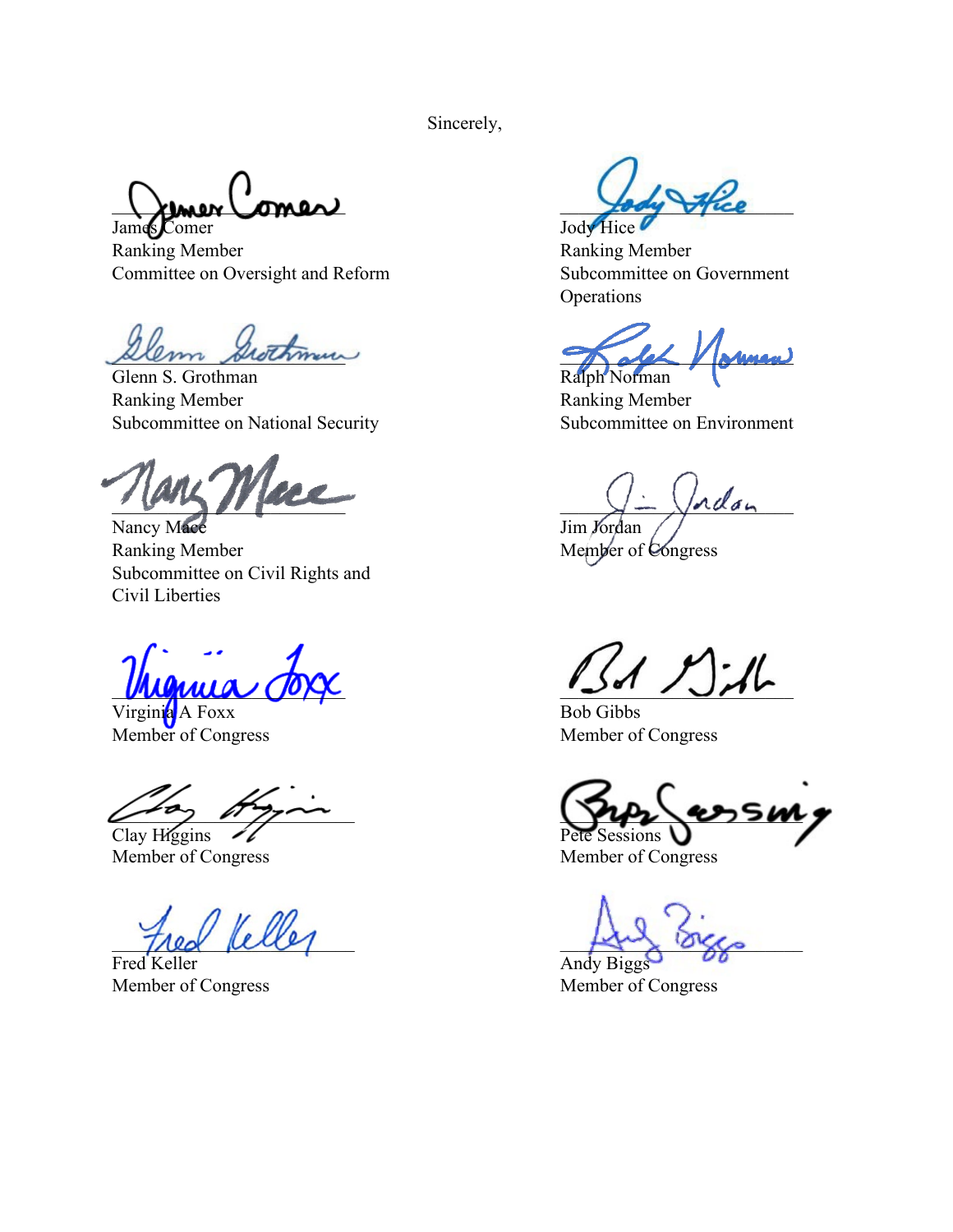Sincerely,

James Comer
Ranking Member
Committee on Oversight and Reform

Jody Hice
Ranking Member
Subcommittee on Government Operations

Glenn S. Grothman
Ranking Member
Subcommittee on National Security

Ralph Norman
Ranking Member
Subcommittee on Environment

Nancy Mace
Ranking Member
Subcommittee on Civil Rights and Civil Liberties

Jim Jordan
Member of Congress

Virginia A Foxx
Member of Congress

Bob Gibbs
Member of Congress

Clay Higgins
Member of Congress

Pete Sessions
Member of Congress

Fred Keller
Member of Congress

Andy Biggs
Member of Congress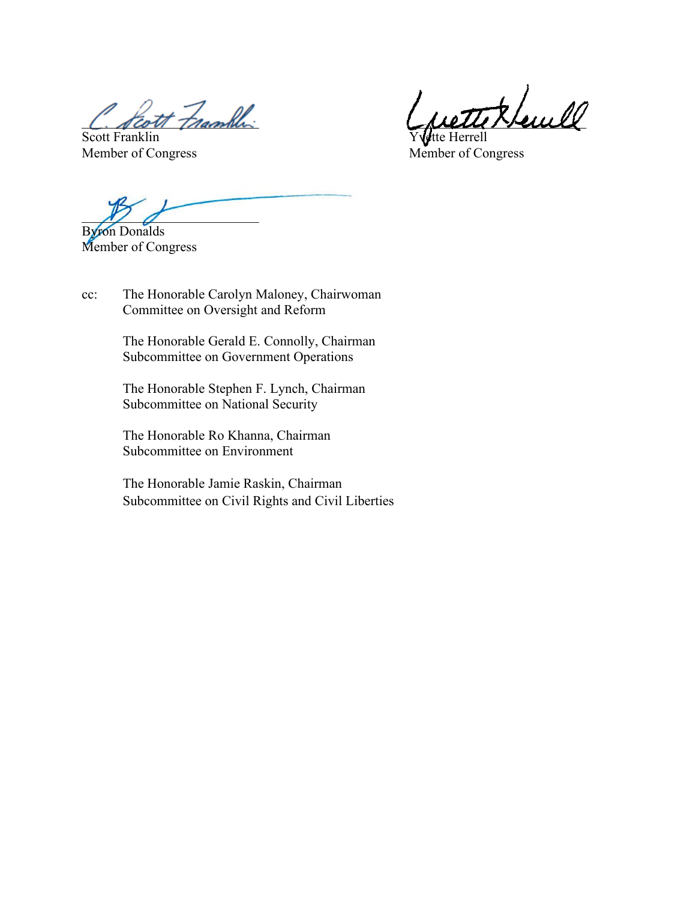Scott Franklin
Member of Congress

Yvette Herrell
Member of Congress

Byron Donalds
Member of Congress

cc: The Honorable Carolyn Maloney, Chairwoman
Committee on Oversight and Reform

The Honorable Gerald E. Connolly, Chairman
Subcommittee on Government Operations

The Honorable Stephen F. Lynch, Chairman
Subcommittee on National Security

The Honorable Ro Khanna, Chairman
Subcommittee on Environment

The Honorable Jamie Raskin, Chairman
Subcommittee on Civil Rights and Civil Liberties